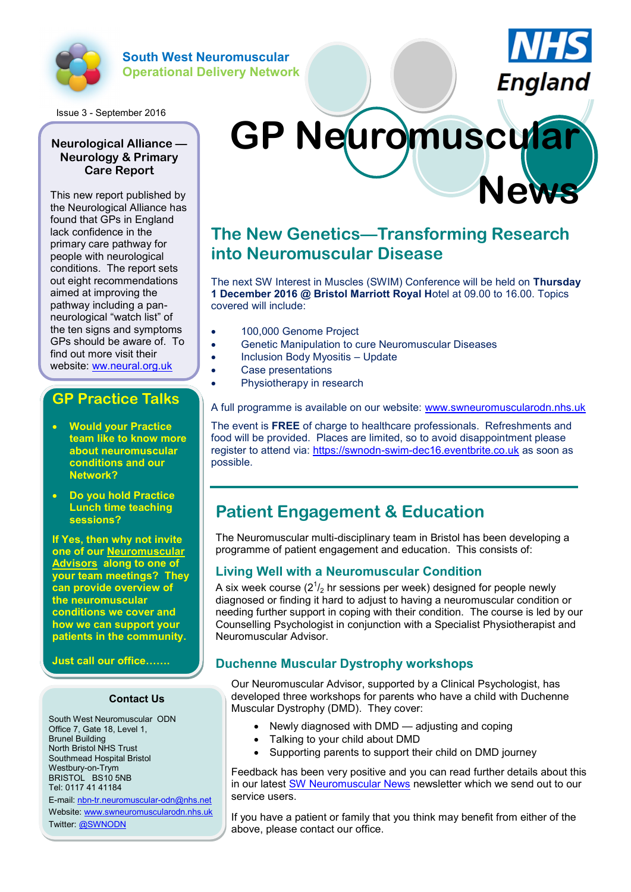South West Neuromuscular
Operational Delivery Network

NHS England

Issue 3 - September 2016

# GP Neuromuscular News

### Neurological Alliance — Neurology & Primary Care Report

This new report published by the Neurological Alliance has found that GPs in England lack confidence in the primary care pathway for people with neurological conditions. The report sets out eight recommendations aimed at improving the pathway including a pan-neurological "watch list" of the ten signs and symptoms GPs should be aware of. To find out more visit their website: ww.neural.org.uk

## GP Practice Talks

- **Would your Practice team like to know more about neuromuscular conditions and our Network?**
- **Do you hold Practice Lunch time teaching sessions?**

**If Yes, then why not invite one of our Neuromuscular Advisors along to one of your team meetings? They can provide overview of the neuromuscular conditions we cover and how we can support your patients in the community.**

**Just call our office…….**

### Contact Us

South West Neuromuscular ODN
Office 7, Gate 18, Level 1,
Brunel Building
North Bristol NHS Trust
Southmead Hospital Bristol
Westbury-on-Trym
BRISTOL BS10 5NB
Tel: 0117 41 41184

E-mail: nbn-tr.neuromuscular-odn@nhs.net
Website: www.swneuromuscularodn.nhs.uk
Twitter: @SWNODN

## The New Genetics—Transforming Research into Neuromuscular Disease

The next SW Interest in Muscles (SWIM) Conference will be held on **Thursday 1 December 2016 @ Bristol Marriott Royal H**otel at 09.00 to 16.00. Topics covered will include:

- 100,000 Genome Project
- Genetic Manipulation to cure Neuromuscular Diseases
- Inclusion Body Myositis – Update
- Case presentations
- Physiotherapy in research

A full programme is available on our website: www.swneuromuscularodn.nhs.uk

The event is **FREE** of charge to healthcare professionals. Refreshments and food will be provided. Places are limited, so to avoid disappointment please register to attend via: https://swnodn-swim-dec16.eventbrite.co.uk as soon as possible.

## Patient Engagement & Education

The Neuromuscular multi-disciplinary team in Bristol has been developing a programme of patient engagement and education. This consists of:

### Living Well with a Neuromuscular Condition

A six week course ($2^1/_2$ hr sessions per week) designed for people newly diagnosed or finding it hard to adjust to having a neuromuscular condition or needing further support in coping with their condition. The course is led by our Counselling Psychologist in conjunction with a Specialist Physiotherapist and Neuromuscular Advisor.

### Duchenne Muscular Dystrophy workshops

Our Neuromuscular Advisor, supported by a Clinical Psychologist, has developed three workshops for parents who have a child with Duchenne Muscular Dystrophy (DMD). They cover:

- Newly diagnosed with DMD — adjusting and coping
- Talking to your child about DMD
- Supporting parents to support their child on DMD journey

Feedback has been very positive and you can read further details about this in our latest SW Neuromuscular News newsletter which we send out to our service users.

If you have a patient or family that you think may benefit from either of the above, please contact our office.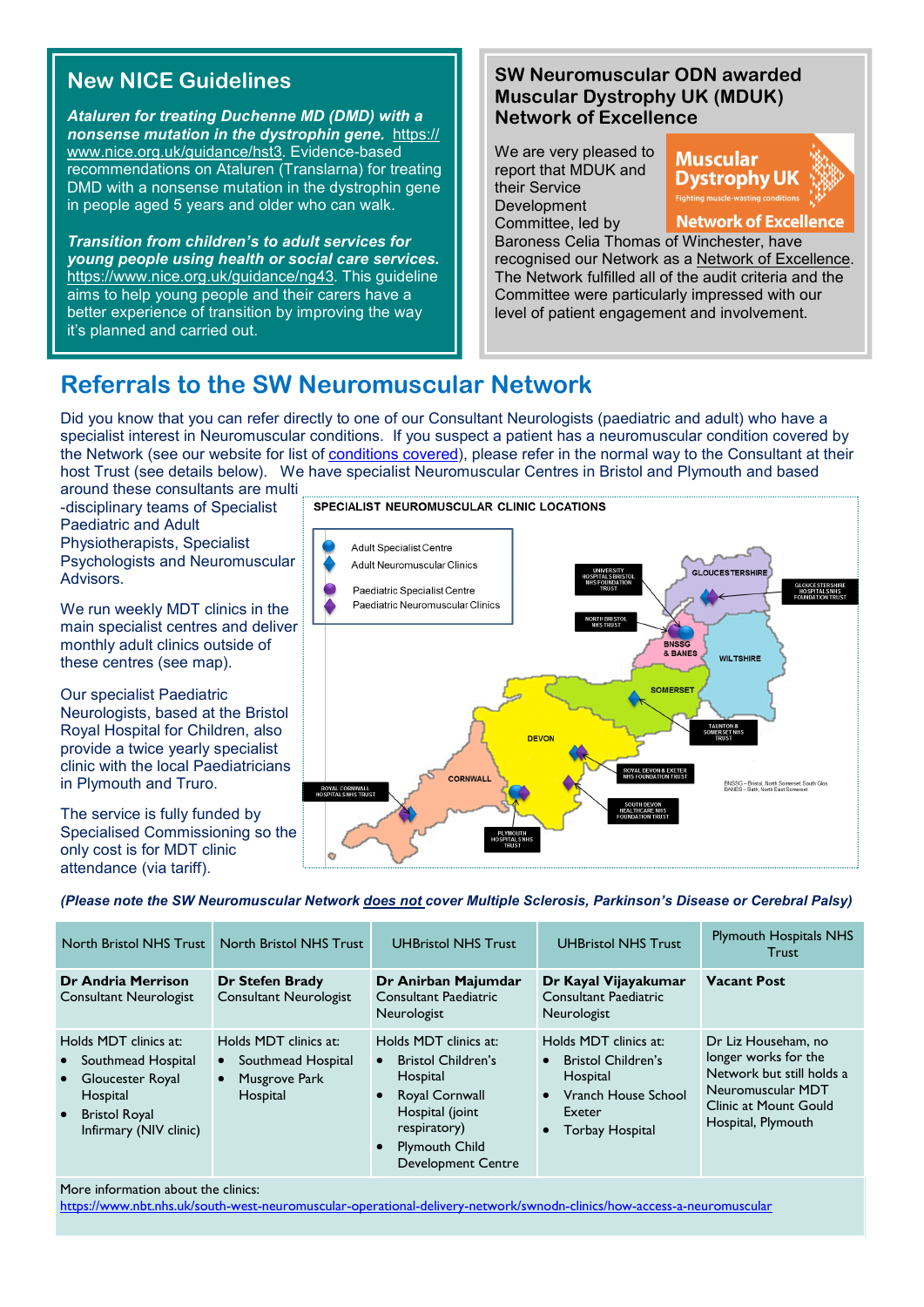## New NICE Guidelines

***Ataluren for treating Duchenne MD (DMD) with a nonsense mutation in the dystrophin gene.*** https://www.nice.org.uk/guidance/hst3. Evidence-based recommendations on Ataluren (Translarna) for treating DMD with a nonsense mutation in the dystrophin gene in people aged 5 years and older who can walk.

***Transition from children's to adult services for young people using health or social care services.*** https://www.nice.org.uk/guidance/ng43. This guideline aims to help young people and their carers have a better experience of transition by improving the way it's planned and carried out.

## SW Neuromuscular ODN awarded Muscular Dystrophy UK (MDUK) Network of Excellence

Muscular Dystrophy UK
Fighting muscle-wasting conditions
Network of Excellence

We are very pleased to report that MDUK and their Service Development Committee, led by Baroness Celia Thomas of Winchester, have recognised our Network as a Network of Excellence. The Network fulfilled all of the audit criteria and the Committee were particularly impressed with our level of patient engagement and involvement.

# Referrals to the SW Neuromuscular Network

Did you know that you can refer directly to one of our Consultant Neurologists (paediatric and adult) who have a specialist interest in Neuromuscular conditions. If you suspect a patient has a neuromuscular condition covered by the Network (see our website for list of conditions covered), please refer in the normal way to the Consultant at their host Trust (see details below). We have specialist Neuromuscular Centres in Bristol and Plymouth and based around these consultants are multi-disciplinary teams of Specialist Paediatric and Adult Physiotherapists, Specialist Psychologists and Neuromuscular Advisors.

We run weekly MDT clinics in the main specialist centres and deliver monthly adult clinics outside of these centres (see map).

Our specialist Paediatric Neurologists, based at the Bristol Royal Hospital for Children, also provide a twice yearly specialist clinic with the local Paediatricians in Plymouth and Truro.

The service is fully funded by Specialised Commissioning so the only cost is for MDT clinic attendance (via tariff).

SPECIALIST NEUROMUSCULAR CLINIC LOCATIONS

Adult Specialist Centre
Adult Neuromuscular Clinics
Paediatric Specialist Centre
Paediatric Neuromuscular Clinics

UNIVERSITY HOSPITALS BRISTOL NHS FOUNDATION TRUST
NORTH BRISTOL NHS TRUST
GLOUCESTERSHIRE
GLOUCESTERSHIRE HOSPITALS NHS FOUNDATION TRUST
BNSSG & BANES
WILTSHIRE
SOMERSET
TAUNTON & SOMERSET NHS TRUST
DEVON
ROYAL DEVON & EXETER NHS FOUNDATION TRUST
CORNWALL
ROYAL CORNWALL HOSPITALS NHS TRUST
SOUTH DEVON HEALTHCARE NHS FOUNDATION TRUST
PLYMOUTH HOSPITALS NHS TRUST
BNSSG – Bristol, North Somerset South Glos
BANES – Bath, North East Somerset

*(Please note the SW Neuromuscular Network __does not__ cover Multiple Sclerosis, Parkinson's Disease or Cerebral Palsy)*

| North Bristol NHS Trust | North Bristol NHS Trust | UHBristol NHS Trust | UHBristol NHS Trust | Plymouth Hospitals NHS Trust |
|---|---|---|---|---|
| **Dr Andria Merrison** Consultant Neurologist | **Dr Stefen Brady** Consultant Neurologist | **Dr Anirban Majumdar** Consultant Paediatric Neurologist | **Dr Kayal Vijayakumar** Consultant Paediatric Neurologist | **Vacant Post** |
| Holds MDT clinics at: • Southmead Hospital • Gloucester Royal Hospital • Bristol Royal Infirmary (NIV clinic) | Holds MDT clinics at: • Southmead Hospital • Musgrove Park Hospital | Holds MDT clinics at: • Bristol Children's Hospital • Royal Cornwall Hospital (joint respiratory) • Plymouth Child Development Centre | Holds MDT clinics at: • Bristol Children's Hospital • Vranch House School Exeter • Torbay Hospital | Dr Liz Househam, no longer works for the Network but still holds a Neuromuscular MDT Clinic at Mount Gould Hospital, Plymouth |

More information about the clinics:
https://www.nbt.nhs.uk/south-west-neuromuscular-operational-delivery-network/swnodn-clinics/how-access-a-neuromuscular